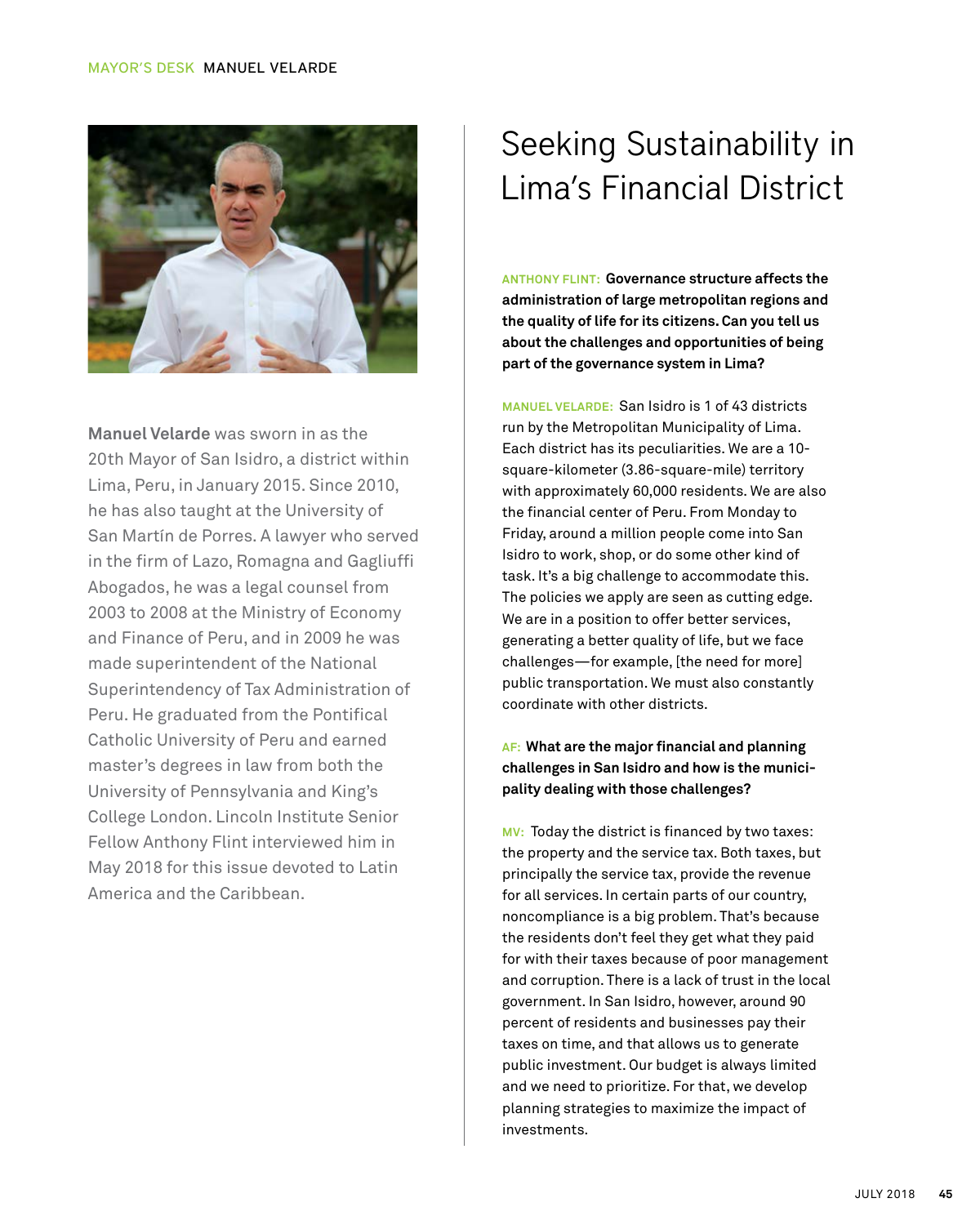# Seeking Sustainability in Lima's Financial District

**Manuel Velarde** was sworn in as the 20th Mayor of San Isidro, a district within Lima, Peru, in January 2015. Since 2010, he has also taught at the University of San Martín de Porres. A lawyer who served in the firm of Lazo, Romagna and Gagliuffi Abogados, he was a legal counsel from 2003 to 2008 at the Ministry of Economy and Finance of Peru, and in 2009 he was made superintendent of the National Superintendency of Tax Administration of Peru. He graduated from the Pontifical Catholic University of Peru and earned master's degrees in law from both the University of Pennsylvania and King's College London. Lincoln Institute Senior Fellow Anthony Flint interviewed him in May 2018 for this issue devoted to Latin America and the Caribbean.

**ANTHONY FLINT: Governance structure affects the administration of large metropolitan regions and the quality of life for its citizens. Can you tell us about the challenges and opportunities of being part of the governance system in Lima?**

**MANUEL VELARDE:** San Isidro is 1 of 43 districts run by the Metropolitan Municipality of Lima. Each district has its peculiarities. We are a 10-square-kilometer (3.86-square-mile) territory with approximately 60,000 residents. We are also the financial center of Peru. From Monday to Friday, around a million people come into San Isidro to work, shop, or do some other kind of task. It's a big challenge to accommodate this. The policies we apply are seen as cutting edge. We are in a position to offer better services, generating a better quality of life, but we face challenges—for example, [the need for more] public transportation. We must also constantly coordinate with other districts.

**AF: What are the major financial and planning challenges in San Isidro and how is the municipality dealing with those challenges?**

**MV:** Today the district is financed by two taxes: the property and the service tax. Both taxes, but principally the service tax, provide the revenue for all services. In certain parts of our country, noncompliance is a big problem. That's because the residents don't feel they get what they paid for with their taxes because of poor management and corruption. There is a lack of trust in the local government. In San Isidro, however, around 90 percent of residents and businesses pay their taxes on time, and that allows us to generate public investment. Our budget is always limited and we need to prioritize. For that, we develop planning strategies to maximize the impact of investments.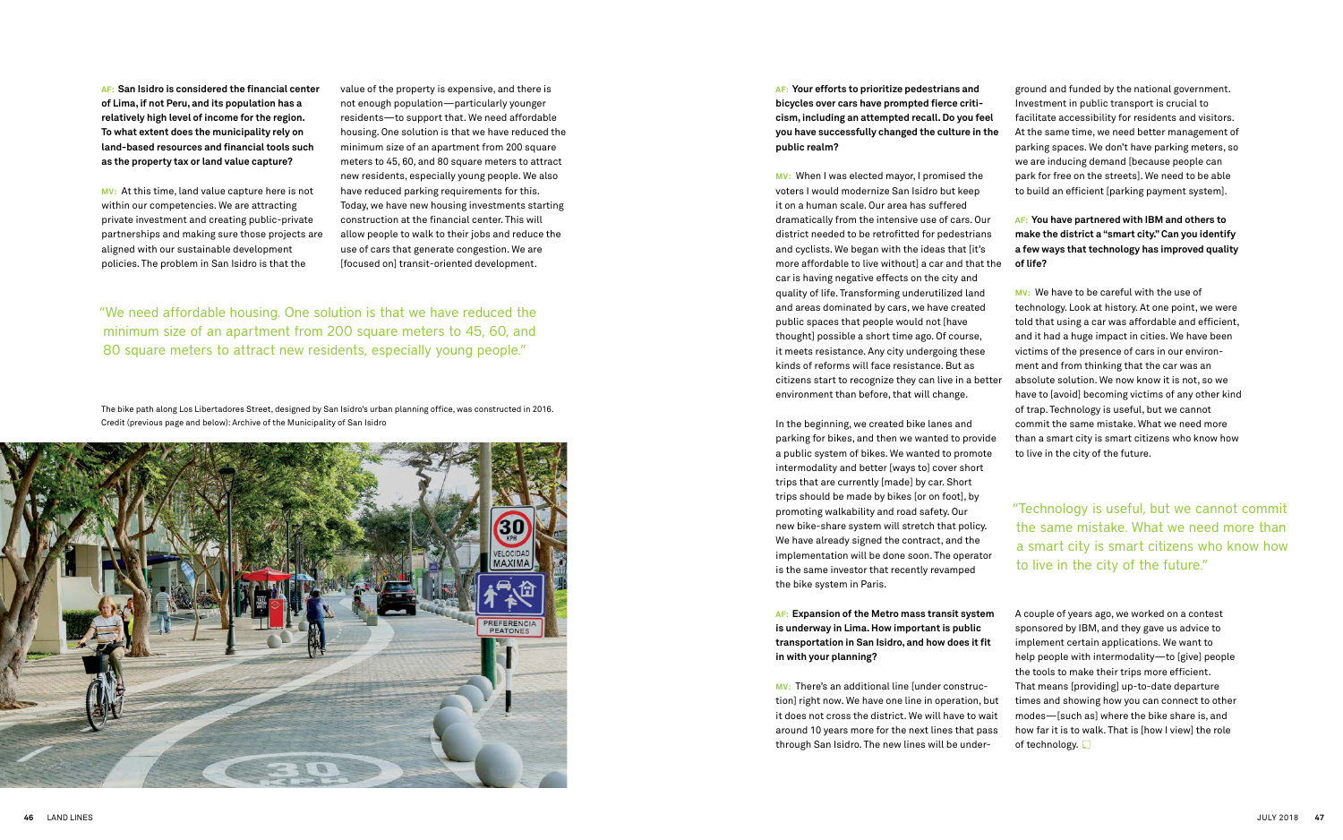**AF: San Isidro is considered the financial center of Lima, if not Peru, and its population has a relatively high level of income for the region. To what extent does the municipality rely on land-based resources and financial tools such as the property tax or land value capture?**

MV: At this time, land value capture here is not within our competencies. We are attracting private investment and creating public-private partnerships and making sure those projects are aligned with our sustainable development policies. The problem in San Isidro is that the value of the property is expensive, and there is not enough population—particularly younger residents—to support that. We need affordable housing. One solution is that we have reduced the minimum size of an apartment from 200 square meters to 45, 60, and 80 square meters to attract new residents, especially young people. We also have reduced parking requirements for this. Today, we have new housing investments starting construction at the financial center. This will allow people to walk to their jobs and reduce the use of cars that generate congestion. We are [focused on] transit-oriented development.

"We need affordable housing. One solution is that we have reduced the minimum size of an apartment from 200 square meters to 45, 60, and 80 square meters to attract new residents, especially young people."

The bike path along Los Libertadores Street, designed by San Isidro's urban planning office, was constructed in 2016. Credit (previous page and below): Archive of the Municipality of San Isidro

**AF: Your efforts to prioritize pedestrians and bicycles over cars have prompted fierce criticism, including an attempted recall. Do you feel you have successfully changed the culture in the public realm?**

MV: When I was elected mayor, I promised the voters I would modernize San Isidro but keep it on a human scale. Our area has suffered dramatically from the intensive use of cars. Our district needed to be retrofitted for pedestrians and cyclists. We began with the ideas that [it's more affordable to live without] a car and that the car is having negative effects on the city and quality of life. Transforming underutilized land and areas dominated by cars, we have created public spaces that people would not [have thought] possible a short time ago. Of course, it meets resistance. Any city undergoing these kinds of reforms will face resistance. But as citizens start to recognize they can live in a better environment than before, that will change.

In the beginning, we created bike lanes and parking for bikes, and then we wanted to provide a public system of bikes. We wanted to promote intermodality and better [ways to] cover short trips that are currently [made] by car. Short trips should be made by bikes [or on foot], by promoting walkability and road safety. Our new bike-share system will stretch that policy. We have already signed the contract, and the implementation will be done soon. The operator is the same investor that recently revamped the bike system in Paris.

**AF: Expansion of the Metro mass transit system is underway in Lima. How important is public transportation in San Isidro, and how does it fit in with your planning?**

MV: There's an additional line [under construction] right now. We have one line in operation, but it does not cross the district. We will have to wait around 10 years more for the next lines that pass through San Isidro. The new lines will be underground and funded by the national government. Investment in public transport is crucial to facilitate accessibility for residents and visitors. At the same time, we need better management of parking spaces. We don't have parking meters, so we are inducing demand [because people can park for free on the streets]. We need to be able to build an efficient [parking payment system].

**AF: You have partnered with IBM and others to make the district a "smart city." Can you identify a few ways that technology has improved quality of life?**

MV: We have to be careful with the use of technology. Look at history. At one point, we were told that using a car was affordable and efficient, and it had a huge impact in cities. We have been victims of the presence of cars in our environment and from thinking that the car was an absolute solution. We now know it is not, so we have to [avoid] becoming victims of any other kind of trap. Technology is useful, but we cannot commit the same mistake. What we need more than a smart city is smart citizens who know how to live in the city of the future.

"Technology is useful, but we cannot commit the same mistake. What we need more than a smart city is smart citizens who know how to live in the city of the future."

A couple of years ago, we worked on a contest sponsored by IBM, and they gave us advice to implement certain applications. We want to help people with intermodality—to [give] people the tools to make their trips more efficient. That means [providing] up-to-date departure times and showing how you can connect to other modes—[such as] where the bike share is, and how far it is to walk. That is [how I view] the role of technology.